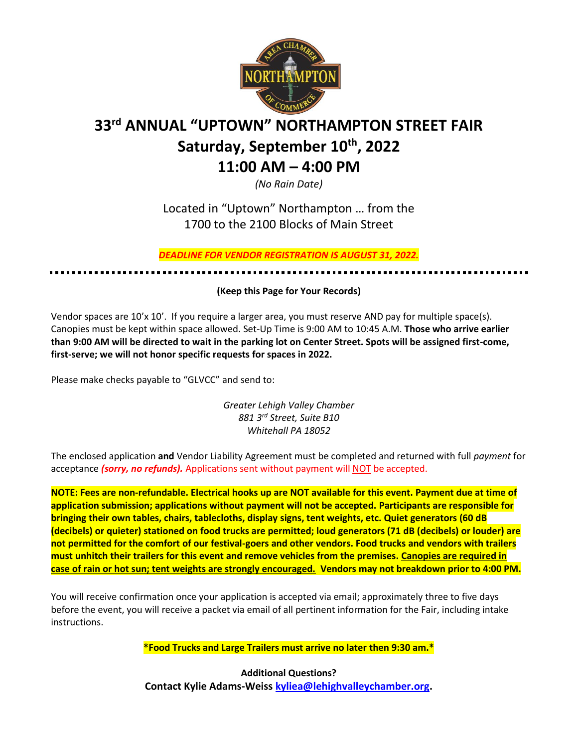# 33rd ANNUAL "UPTOWN" NORTHAMPTON STREET FAIR

## Saturday, September 10th, 2022

## 11:00 AM – 4:00 PM

*(No Rain Date)*

Located in "Uptown" Northampton … from the 1700 to the 2100 Blocks of Main Street

***DEADLINE FOR VENDOR REGISTRATION IS AUGUST 31, 2022.***

---

**(Keep this Page for Your Records)**

Vendor spaces are 10'x 10'. If you require a larger area, you must reserve AND pay for multiple space(s). Canopies must be kept within space allowed. Set-Up Time is 9:00 AM to 10:45 A.M. **Those who arrive earlier than 9:00 AM will be directed to wait in the parking lot on Center Street. Spots will be assigned first-come, first-serve; we will not honor specific requests for spaces in 2022.**

Please make checks payable to "GLVCC" and send to:

*Greater Lehigh Valley Chamber*
*881 3rd Street, Suite B10*
*Whitehall PA 18052*

The enclosed application **and** Vendor Liability Agreement must be completed and returned with full *payment* for acceptance ***(sorry, no refunds).*** Applications sent without payment will NOT be accepted.

**NOTE: Fees are non-refundable. Electrical hooks up are NOT available for this event. Payment due at time of application submission; applications without payment will not be accepted. Participants are responsible for bringing their own tables, chairs, tablecloths, display signs, tent weights, etc. Quiet generators (60 dB (decibels) or quieter) stationed on food trucks are permitted; loud generators (71 dB (decibels) or louder) are not permitted for the comfort of our festival-goers and other vendors. Food trucks and vendors with trailers must unhitch their trailers for this event and remove vehicles from the premises. Canopies are required in case of rain or hot sun; tent weights are strongly encouraged. Vendors may not breakdown prior to 4:00 PM.**

You will receive confirmation once your application is accepted via email; approximately three to five days before the event, you will receive a packet via email of all pertinent information for the Fair, including intake instructions.

**\*Food Trucks and Large Trailers must arrive no later then 9:30 am.\***

**Additional Questions?**
**Contact Kylie Adams-Weiss kyliea@lehighvalleychamber.org.**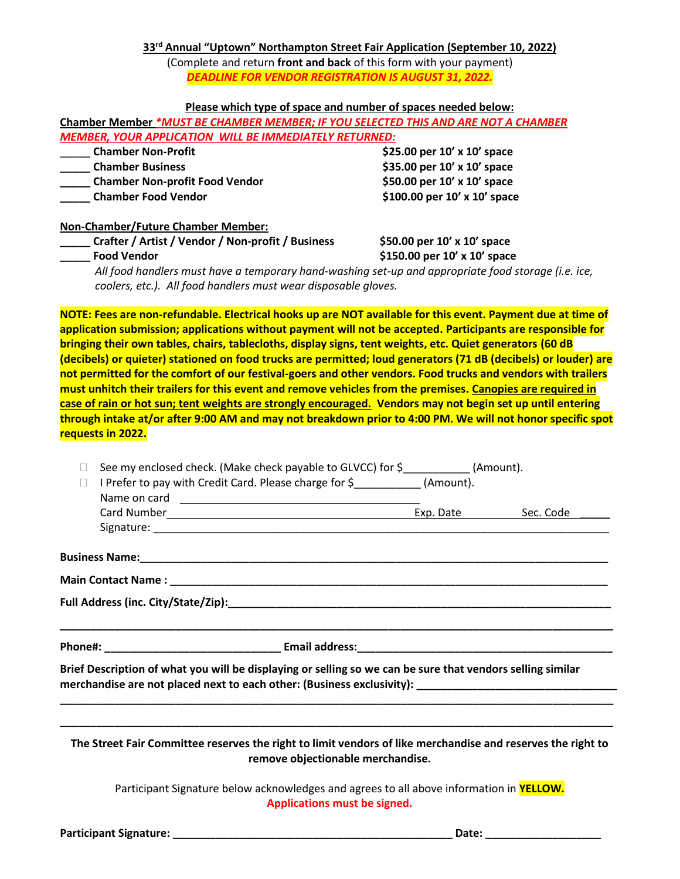**33rd Annual "Uptown" Northampton Street Fair Application (September 10, 2022)**

(Complete and return **front and back** of this form with your payment)

***DEADLINE FOR VENDOR REGISTRATION IS AUGUST 31, 2022.***

**Please which type of space and number of spaces needed below:**

**Chamber Member** ***\*MUST BE CHAMBER MEMBER; IF YOU SELECTED THIS AND ARE NOT A CHAMBER MEMBER, YOUR APPLICATION WILL BE IMMEDIATELY RETURNED:***

| | |
|---|---|
| _____ **Chamber Non-Profit** | **$25.00 per 10' x 10' space** |
| _____ **Chamber Business** | **$35.00 per 10' x 10' space** |
| _____ **Chamber Non-profit Food Vendor** | **$50.00 per 10' x 10' space** |
| _____ **Chamber Food Vendor** | **$100.00 per 10' x 10' space** |

**Non-Chamber/Future Chamber Member:**

| | |
|---|---|
| _____ **Crafter / Artist / Vendor / Non-profit / Business** | **$50.00 per 10' x 10' space** |
| _____ **Food Vendor** | **$150.00 per 10' x 10' space** |

*All food handlers must have a temporary hand-washing set-up and appropriate food storage (i.e. ice, coolers, etc.). All food handlers must wear disposable gloves.*

**NOTE: Fees are non-refundable. Electrical hooks up are NOT available for this event. Payment due at time of application submission; applications without payment will not be accepted. Participants are responsible for bringing their own tables, chairs, tablecloths, display signs, tent weights, etc. Quiet generators (60 dB (decibels) or quieter) stationed on food trucks are permitted; loud generators (71 dB (decibels) or louder) are not permitted for the comfort of our festival-goers and other vendors. Food trucks and vendors with trailers must unhitch their trailers for this event and remove vehicles from the premises. Canopies are required in case of rain or hot sun; tent weights are strongly encouraged. Vendors may not begin set up until entering through intake at/or after 9:00 AM and may not breakdown prior to 4:00 PM. We will not honor specific spot requests in 2022.**

- ☐ See my enclosed check. (Make check payable to GLVCC) for $___________ (Amount).
- ☐ I Prefer to pay with Credit Card. Please charge for $___________ (Amount).

  Name on card ______________________________________________

  Card Number ______________________________________________ Exp. Date __________ Sec. Code _____

  Signature: ____________________________________________________________________________

**Business Name:**_____________________________________________________________________________

**Main Contact Name :** ________________________________________________________________________

**Full Address (inc. City/State/Zip):**_________________________________________________________

_________________________________________________________________________________________

**Phone#:** _____________________________ **Email address:**___________________________________________

**Brief Description of what you will be displaying or selling so we can be sure that vendors selling similar merchandise are not placed next to each other: (Business exclusivity):** _________________________________

_________________________________________________________________________________________

_________________________________________________________________________________________

**The Street Fair Committee reserves the right to limit vendors of like merchandise and reserves the right to remove objectionable merchandise.**

Participant Signature below acknowledges and agrees to all above information in **YELLOW.**

**Applications must be signed.**

**Participant Signature:** _______________________________________________ **Date:** ___________________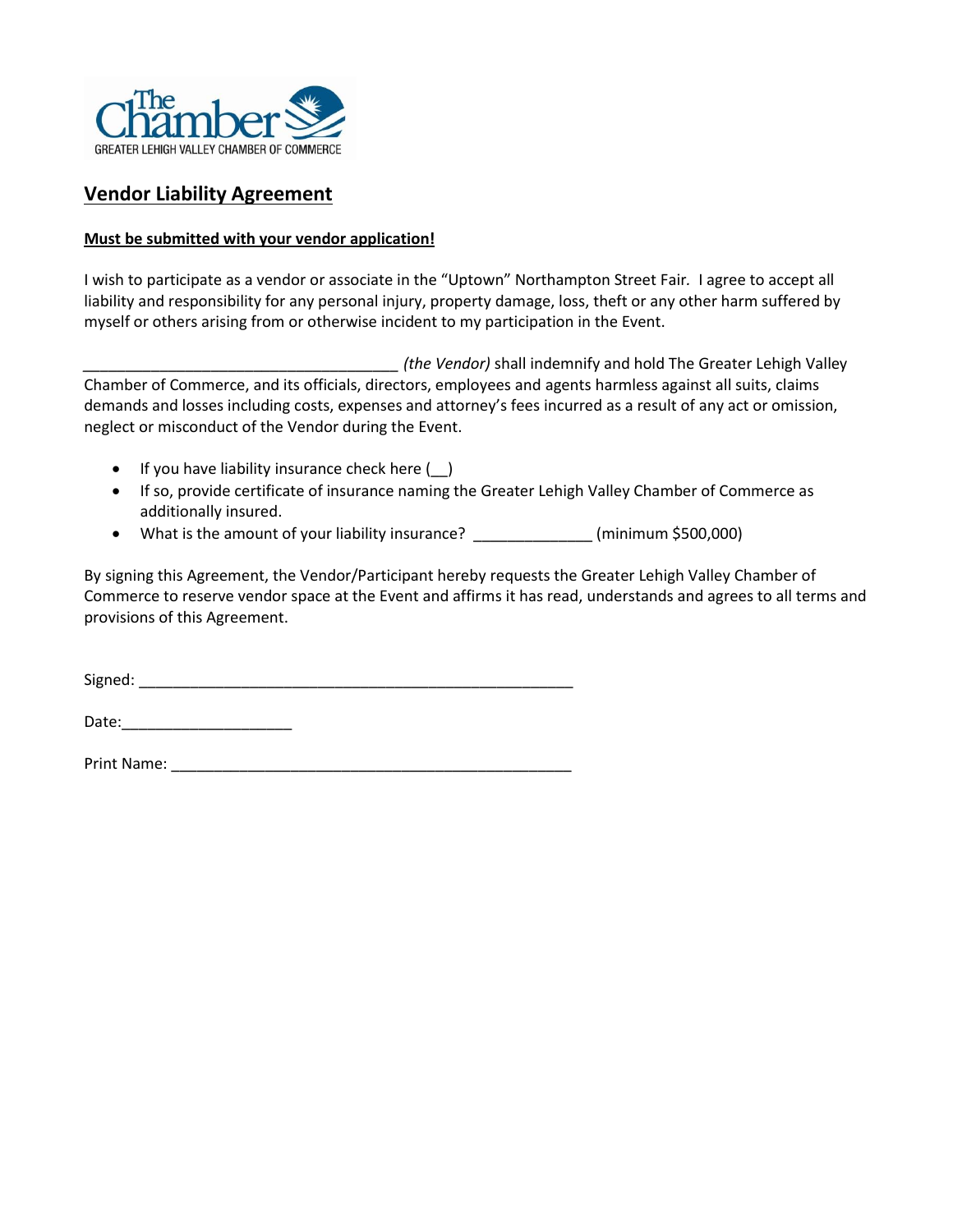The Chamber

GREATER LEHIGH VALLEY CHAMBER OF COMMERCE

## <u>Vendor Liability Agreement</u>

**<u>Must be submitted with your vendor application!</u>**

I wish to participate as a vendor or associate in the "Uptown" Northampton Street Fair. I agree to accept all liability and responsibility for any personal injury, property damage, loss, theft or any other harm suffered by myself or others arising from or otherwise incident to my participation in the Event.

_____________________________________ *(the Vendor)* shall indemnify and hold The Greater Lehigh Valley Chamber of Commerce, and its officials, directors, employees and agents harmless against all suits, claims demands and losses including costs, expenses and attorney's fees incurred as a result of any act or omission, neglect or misconduct of the Vendor during the Event.

- If you have liability insurance check here (__)
- If so, provide certificate of insurance naming the Greater Lehigh Valley Chamber of Commerce as additionally insured.
- What is the amount of your liability insurance? ______________ (minimum $500,000)

By signing this Agreement, the Vendor/Participant hereby requests the Greater Lehigh Valley Chamber of Commerce to reserve vendor space at the Event and affirms it has read, understands and agrees to all terms and provisions of this Agreement.

Signed: ____________________________________________________

Date:____________________

Print Name: _________________________________________________